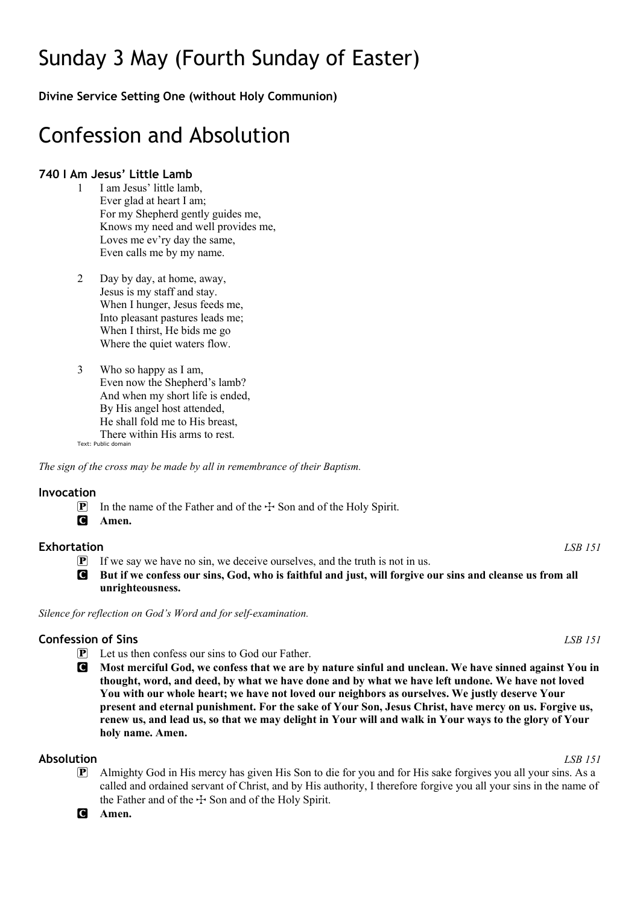# Sunday 3 May (Fourth Sunday of Easter)

**Divine Service Setting One (without Holy Communion)**

# Confession and Absolution

### 740 I Am Jesus' Little Lamb

1 I am Jesus' little lamb,
Ever glad at heart I am;
For my Shepherd gently guides me,
Knows my need and well provides me,
Loves me ev'ry day the same,
Even calls me by my name.

2 Day by day, at home, away,
Jesus is my staff and stay.
When I hunger, Jesus feeds me,
Into pleasant pastures leads me;
When I thirst, He bids me go
Where the quiet waters flow.

3 Who so happy as I am,
Even now the Shepherd's lamb?
And when my short life is ended,
By His angel host attended,
He shall fold me to His breast,
There within His arms to rest.

Text: Public domain

*The sign of the cross may be made by all in remembrance of their Baptism.*

### Invocation

P In the name of the Father and of the ☩ Son and of the Holy Spirit.

C **Amen.**

### Exhortation *LSB 151*

P If we say we have no sin, we deceive ourselves, and the truth is not in us.

C **But if we confess our sins, God, who is faithful and just, will forgive our sins and cleanse us from all unrighteousness.**

*Silence for reflection on God's Word and for self-examination.*

### Confession of Sins *LSB 151*

P Let us then confess our sins to God our Father.

C **Most merciful God, we confess that we are by nature sinful and unclean. We have sinned against You in thought, word, and deed, by what we have done and by what we have left undone. We have not loved You with our whole heart; we have not loved our neighbors as ourselves. We justly deserve Your present and eternal punishment. For the sake of Your Son, Jesus Christ, have mercy on us. Forgive us, renew us, and lead us, so that we may delight in Your will and walk in Your ways to the glory of Your holy name. Amen.**

### Absolution *LSB 151*

P Almighty God in His mercy has given His Son to die for you and for His sake forgives you all your sins. As a called and ordained servant of Christ, and by His authority, I therefore forgive you all your sins in the name of the Father and of the ☩ Son and of the Holy Spirit.

C **Amen.**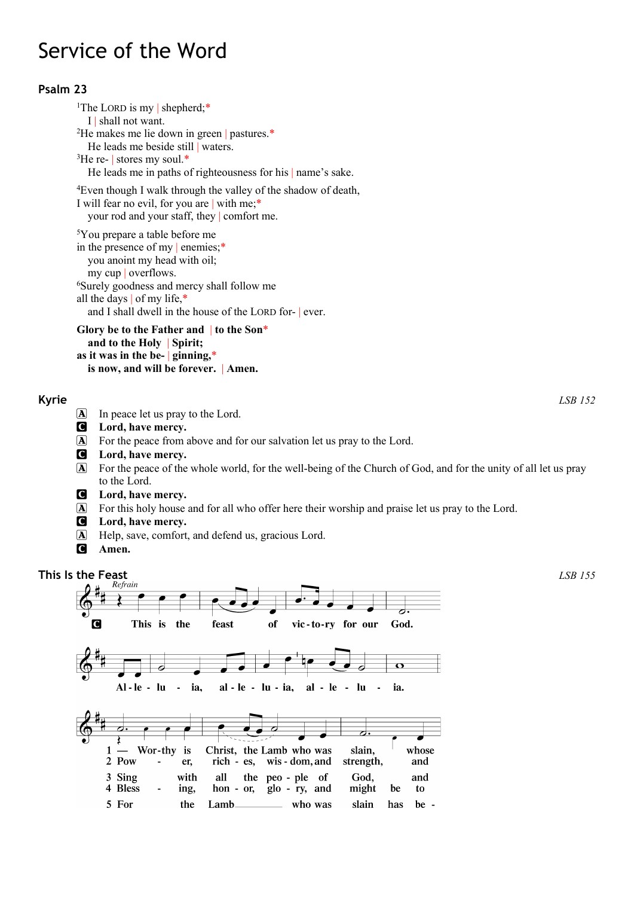# Service of the Word

## Psalm 23

[1]The LORD is my | shepherd;*
I | shall not want.
[2]He makes me lie down in green | pastures.*
He leads me beside still | waters.
[3]He re- | stores my soul.*
He leads me in paths of righteousness for his | name's sake.

[4]Even though I walk through the valley of the shadow of death,
I will fear no evil, for you are | with me;*
your rod and your staff, they | comfort me.

[5]You prepare a table before me
in the presence of my | enemies;*
you anoint my head with oil;
my cup | overflows.
[6]Surely goodness and mercy shall follow me
all the days | of my life,*
and I shall dwell in the house of the LORD for- | ever.

**Glory be to the Father and | to the Son***
**and to the Holy | Spirit;**
**as it was in the be- | ginning,***
**is now, and will be forever. | Amen.**

## Kyrie

*LSB 152*

A In peace let us pray to the Lord.
C **Lord, have mercy.**
A For the peace from above and for our salvation let us pray to the Lord.
C **Lord, have mercy.**
A For the peace of the whole world, for the well-being of the Church of God, and for the unity of all let us pray to the Lord.
C **Lord, have mercy.**
A For this holy house and for all who offer here their worship and praise let us pray to the Lord.
C **Lord, have mercy.**
A Help, save, comfort, and defend us, gracious Lord.
C **Amen.**

## This Is the Feast

*LSB 155*

*Refrain*

C **This is the feast of victory for our God. Alleluia, alleluia, alleluia.**

1 — Worthy is Christ, the Lamb who was slain, whose
2 Power, riches, wisdom, and strength, and
3 Sing with all the people of God, and
4 Blessing, honor, glory, and might be to
5 For the Lamb who was slain has be-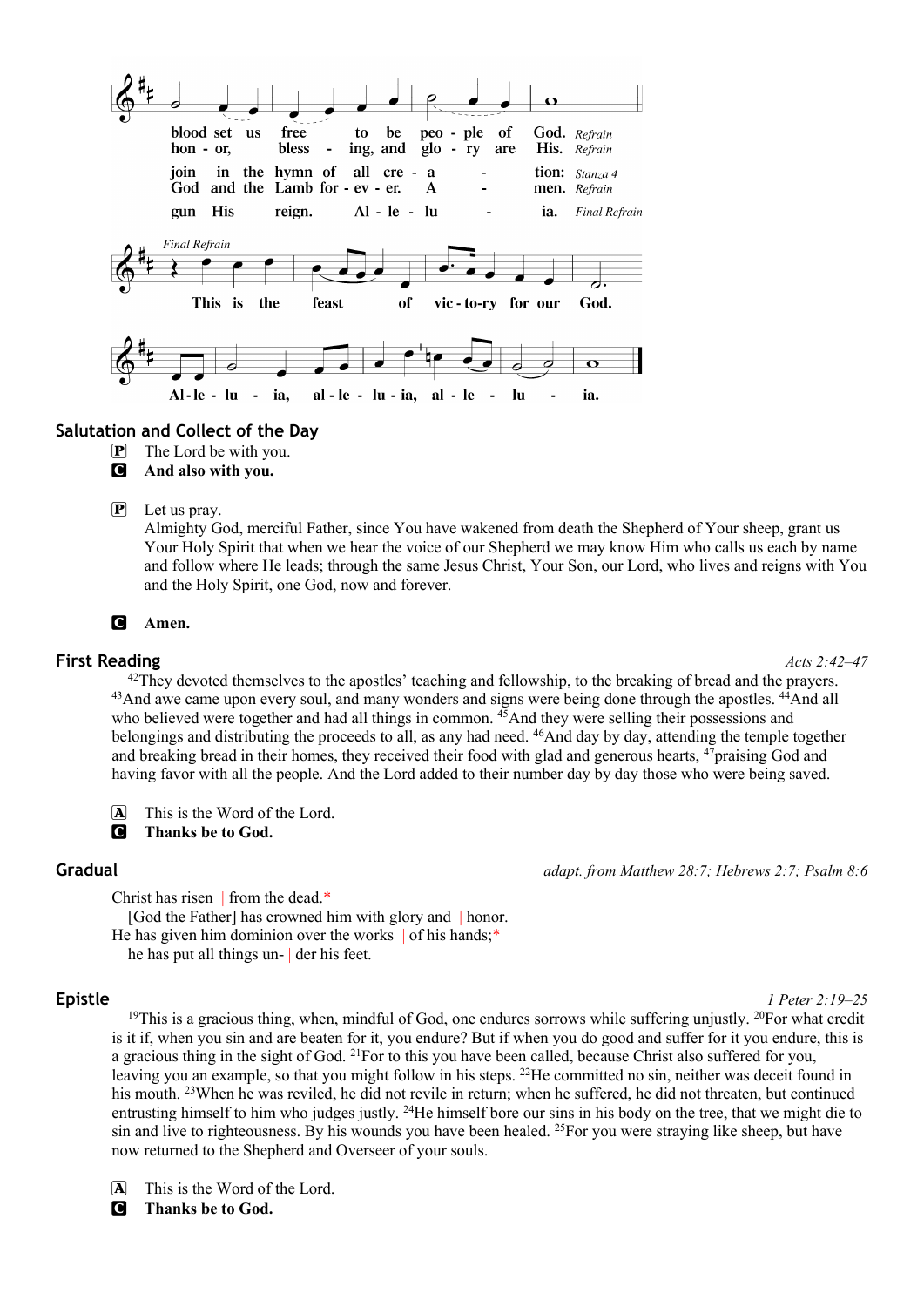blood set us free to be people of God. *Refrain*
honor, blessing, and glory are His. *Refrain*
join in the hymn of all creation: *Stanza 4*
God and the Lamb for ever. Amen. *Refrain*
gun His reign. Alleluia. *Final Refrain*

*Final Refrain*

This is the feast of victory for our God.
Alleluia, alleluia, alleluia.

## Salutation and Collect of the Day

**P** The Lord be with you.
**C** **And also with you.**

**P** Let us pray.
Almighty God, merciful Father, since You have wakened from death the Shepherd of Your sheep, grant us Your Holy Spirit that when we hear the voice of our Shepherd we may know Him who calls us each by name and follow where He leads; through the same Jesus Christ, Your Son, our Lord, who lives and reigns with You and the Holy Spirit, one God, now and forever.

**C** **Amen.**

## First Reading

*Acts 2:42–47*

[42]They devoted themselves to the apostles' teaching and fellowship, to the breaking of bread and the prayers. [43]And awe came upon every soul, and many wonders and signs were being done through the apostles. [44]And all who believed were together and had all things in common. [45]And they were selling their possessions and belongings and distributing the proceeds to all, as any had need. [46]And day by day, attending the temple together and breaking bread in their homes, they received their food with glad and generous hearts, [47]praising God and having favor with all the people. And the Lord added to their number day by day those who were being saved.

**A** This is the Word of the Lord.
**C** **Thanks be to God.**

## Gradual

*adapt. from Matthew 28:7; Hebrews 2:7; Psalm 8:6*

Christ has risen | from the dead.*
[God the Father] has crowned him with glory and | honor.
He has given him dominion over the works | of his hands;*
he has put all things un- | der his feet.

## Epistle

*1 Peter 2:19–25*

[19]This is a gracious thing, when, mindful of God, one endures sorrows while suffering unjustly. [20]For what credit is it if, when you sin and are beaten for it, you endure? But if when you do good and suffer for it you endure, this is a gracious thing in the sight of God. [21]For to this you have been called, because Christ also suffered for you, leaving you an example, so that you might follow in his steps. [22]He committed no sin, neither was deceit found in his mouth. [23]When he was reviled, he did not revile in return; when he suffered, he did not threaten, but continued entrusting himself to him who judges justly. [24]He himself bore our sins in his body on the tree, that we might die to sin and live to righteousness. By his wounds you have been healed. [25]For you were straying like sheep, but have now returned to the Shepherd and Overseer of your souls.

**A** This is the Word of the Lord.
**C** **Thanks be to God.**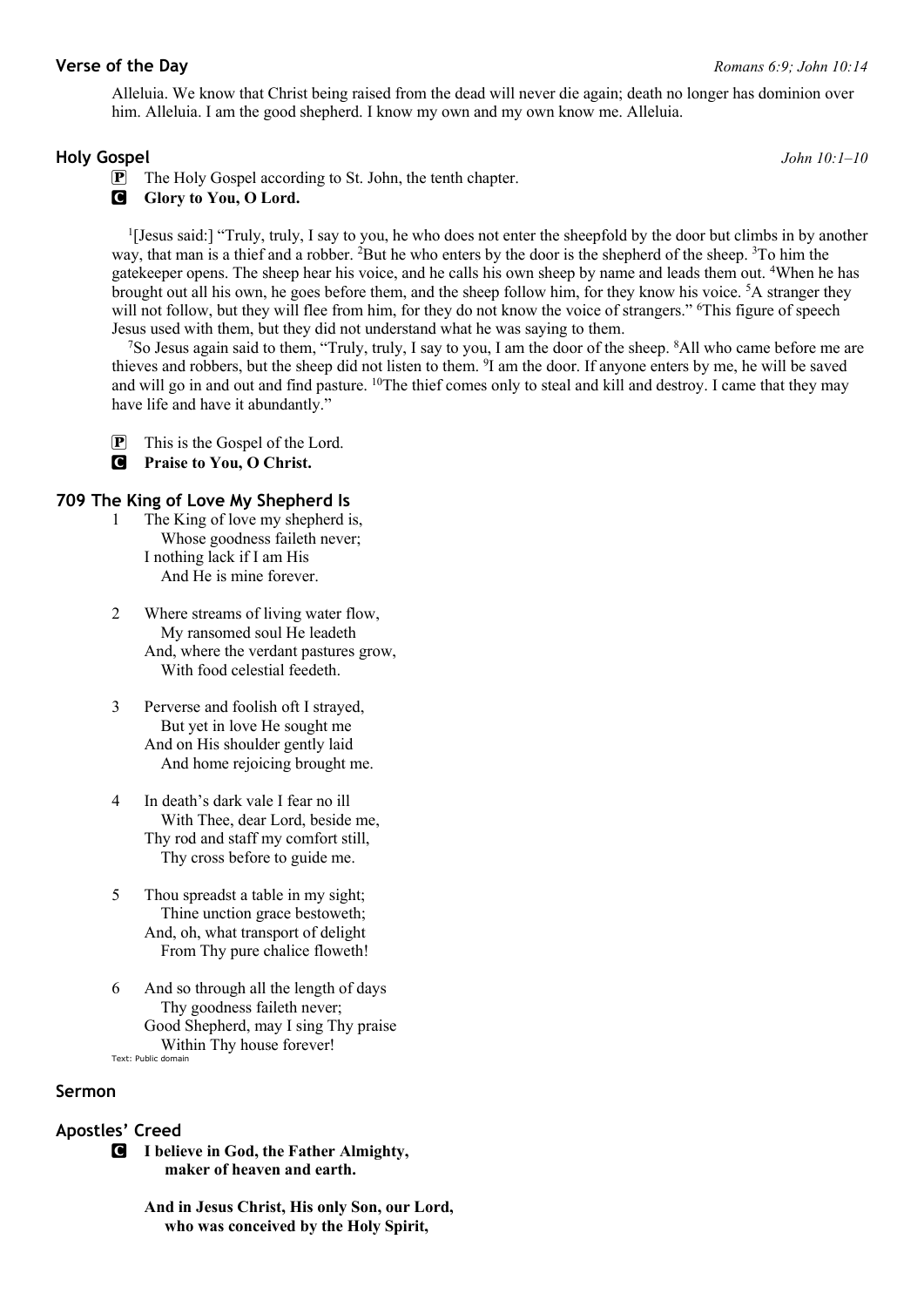## Verse of the Day

*Romans 6:9; John 10:14*

Alleluia. We know that Christ being raised from the dead will never die again; death no longer has dominion over him. Alleluia. I am the good shepherd. I know my own and my own know me. Alleluia.

## Holy Gospel

*John 10:1–10*

P The Holy Gospel according to St. John, the tenth chapter.

C **Glory to You, O Lord.**

[1][Jesus said:] "Truly, truly, I say to you, he who does not enter the sheepfold by the door but climbs in by another way, that man is a thief and a robber. [2]But he who enters by the door is the shepherd of the sheep. [3]To him the gatekeeper opens. The sheep hear his voice, and he calls his own sheep by name and leads them out. [4]When he has brought out all his own, he goes before them, and the sheep follow him, for they know his voice. [5]A stranger they will not follow, but they will flee from him, for they do not know the voice of strangers." [6]This figure of speech Jesus used with them, but they did not understand what he was saying to them.

[7]So Jesus again said to them, "Truly, truly, I say to you, I am the door of the sheep. [8]All who came before me are thieves and robbers, but the sheep did not listen to them. [9]I am the door. If anyone enters by me, he will be saved and will go in and out and find pasture. [10]The thief comes only to steal and kill and destroy. I came that they may have life and have it abundantly."

P This is the Gospel of the Lord.

C **Praise to You, O Christ.**

## 709 The King of Love My Shepherd Is

1 The King of love my shepherd is,
  Whose goodness faileth never;
 I nothing lack if I am His
  And He is mine forever.

2 Where streams of living water flow,
  My ransomed soul He leadeth
 And, where the verdant pastures grow,
  With food celestial feedeth.

3 Perverse and foolish oft I strayed,
  But yet in love He sought me
 And on His shoulder gently laid
  And home rejoicing brought me.

4 In death's dark vale I fear no ill
  With Thee, dear Lord, beside me,
 Thy rod and staff my comfort still,
  Thy cross before to guide me.

5 Thou spreadst a table in my sight;
  Thine unction grace bestoweth;
 And, oh, what transport of delight
  From Thy pure chalice floweth!

6 And so through all the length of days
  Thy goodness faileth never;
 Good Shepherd, may I sing Thy praise
  Within Thy house forever!

Text: Public domain

## Sermon

## Apostles' Creed

C **I believe in God, the Father Almighty,**
 **maker of heaven and earth.**

**And in Jesus Christ, His only Son, our Lord,**
 **who was conceived by the Holy Spirit,**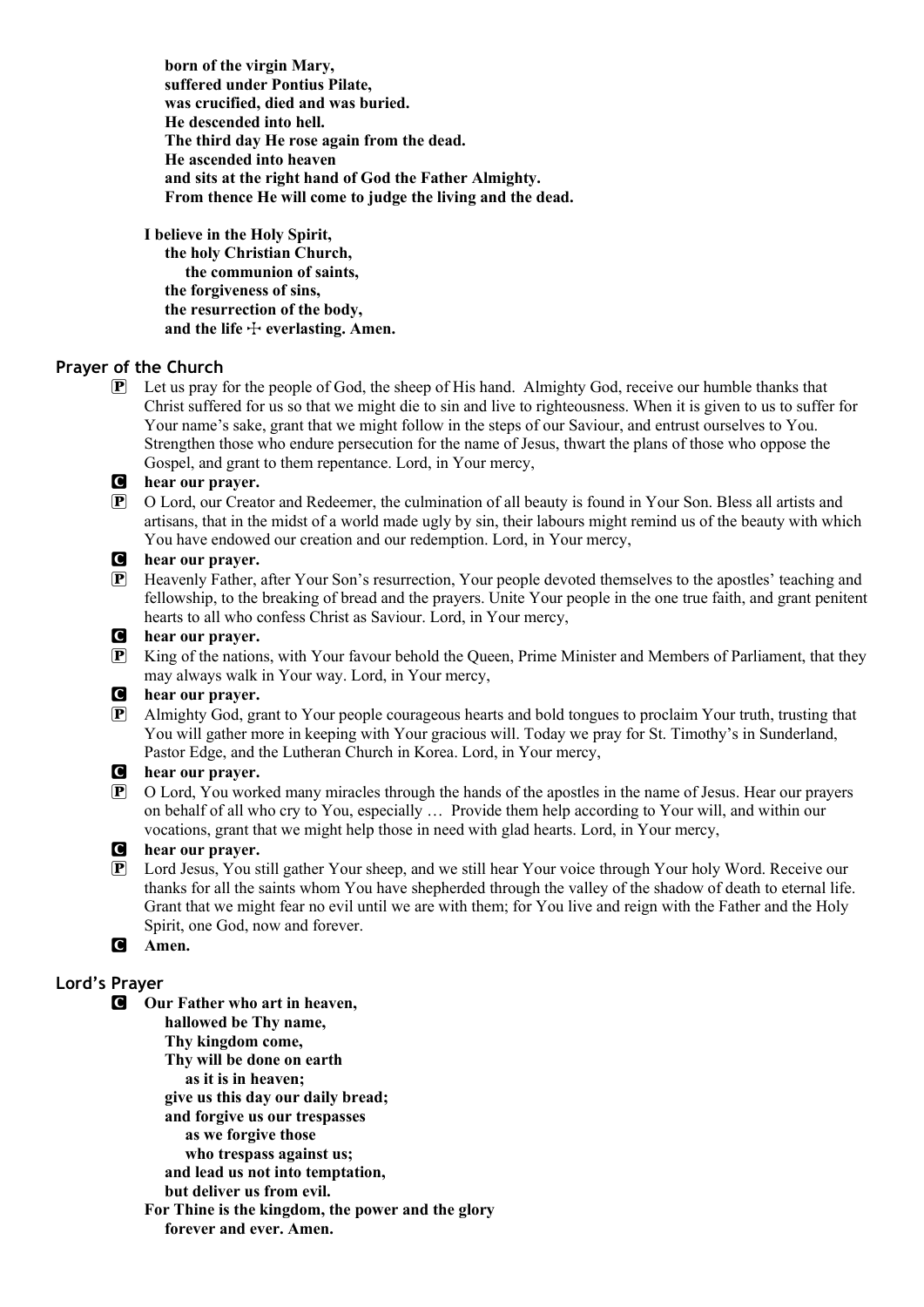**born of the virgin Mary,**
**suffered under Pontius Pilate,**
**was crucified, died and was buried.**
**He descended into hell.**
**The third day He rose again from the dead.**
**He ascended into heaven**
**and sits at the right hand of God the Father Almighty.**
**From thence He will come to judge the living and the dead.**

**I believe in the Holy Spirit,**
**the holy Christian Church,**
**the communion of saints,**
**the forgiveness of sins,**
**the resurrection of the body,**
**and the life ☩ everlasting. Amen.**

## Prayer of the Church

P Let us pray for the people of God, the sheep of His hand. Almighty God, receive our humble thanks that Christ suffered for us so that we might die to sin and live to righteousness. When it is given to us to suffer for Your name's sake, grant that we might follow in the steps of our Saviour, and entrust ourselves to You. Strengthen those who endure persecution for the name of Jesus, thwart the plans of those who oppose the Gospel, and grant to them repentance. Lord, in Your mercy,

C **hear our prayer.**

P O Lord, our Creator and Redeemer, the culmination of all beauty is found in Your Son. Bless all artists and artisans, that in the midst of a world made ugly by sin, their labours might remind us of the beauty with which You have endowed our creation and our redemption. Lord, in Your mercy,

C **hear our prayer.**

P Heavenly Father, after Your Son's resurrection, Your people devoted themselves to the apostles' teaching and fellowship, to the breaking of bread and the prayers. Unite Your people in the one true faith, and grant penitent hearts to all who confess Christ as Saviour. Lord, in Your mercy,

C **hear our prayer.**

P King of the nations, with Your favour behold the Queen, Prime Minister and Members of Parliament, that they may always walk in Your way. Lord, in Your mercy,

C **hear our prayer.**

P Almighty God, grant to Your people courageous hearts and bold tongues to proclaim Your truth, trusting that You will gather more in keeping with Your gracious will. Today we pray for St. Timothy's in Sunderland, Pastor Edge, and the Lutheran Church in Korea. Lord, in Your mercy,

C **hear our prayer.**

P O Lord, You worked many miracles through the hands of the apostles in the name of Jesus. Hear our prayers on behalf of all who cry to You, especially … Provide them help according to Your will, and within our vocations, grant that we might help those in need with glad hearts. Lord, in Your mercy,

C **hear our prayer.**

P Lord Jesus, You still gather Your sheep, and we still hear Your voice through Your holy Word. Receive our thanks for all the saints whom You have shepherded through the valley of the shadow of death to eternal life. Grant that we might fear no evil until we are with them; for You live and reign with the Father and the Holy Spirit, one God, now and forever.

C **Amen.**

## Lord's Prayer

C **Our Father who art in heaven,**
**hallowed be Thy name,**
**Thy kingdom come,**
**Thy will be done on earth**
**as it is in heaven;**
**give us this day our daily bread;**
**and forgive us our trespasses**
**as we forgive those**
**who trespass against us;**
**and lead us not into temptation,**
**but deliver us from evil.**
**For Thine is the kingdom, the power and the glory**
**forever and ever. Amen.**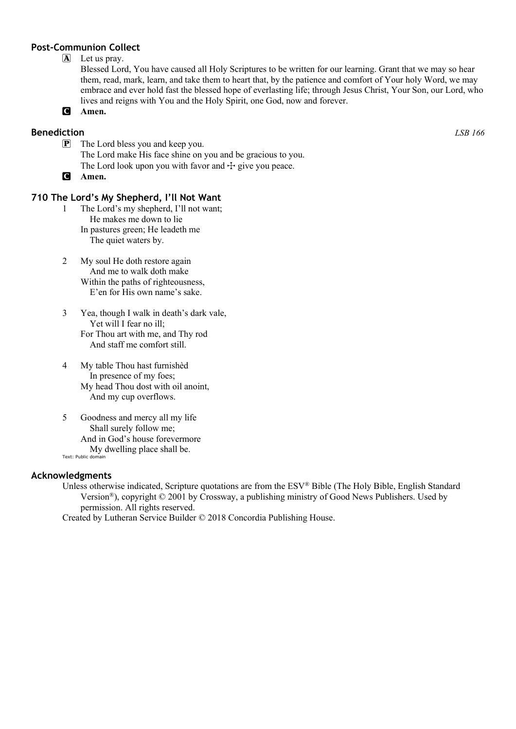### Post-Communion Collect

**A** Let us pray.

Blessed Lord, You have caused all Holy Scriptures to be written for our learning. Grant that we may so hear them, read, mark, learn, and take them to heart that, by the patience and comfort of Your holy Word, we may embrace and ever hold fast the blessed hope of everlasting life; through Jesus Christ, Your Son, our Lord, who lives and reigns with You and the Holy Spirit, one God, now and forever.

**C** **Amen.**

### Benediction *LSB 166*

**P** The Lord bless you and keep you.
The Lord make His face shine on you and be gracious to you.
The Lord look upon you with favor and ☩ give you peace.

**C** **Amen.**

### 710 The Lord's My Shepherd, I'll Not Want

1 The Lord's my shepherd, I'll not want;
He makes me down to lie
In pastures green; He leadeth me
The quiet waters by.

2 My soul He doth restore again
And me to walk doth make
Within the paths of righteousness,
E'en for His own name's sake.

3 Yea, though I walk in death's dark vale,
Yet will I fear no ill;
For Thou art with me, and Thy rod
And staff me comfort still.

4 My table Thou hast furnishèd
In presence of my foes;
My head Thou dost with oil anoint,
And my cup overflows.

5 Goodness and mercy all my life
Shall surely follow me;
And in God's house forevermore
My dwelling place shall be.

Text: Public domain

### Acknowledgments

Unless otherwise indicated, Scripture quotations are from the ESV® Bible (The Holy Bible, English Standard Version®), copyright © 2001 by Crossway, a publishing ministry of Good News Publishers. Used by permission. All rights reserved.

Created by Lutheran Service Builder © 2018 Concordia Publishing House.